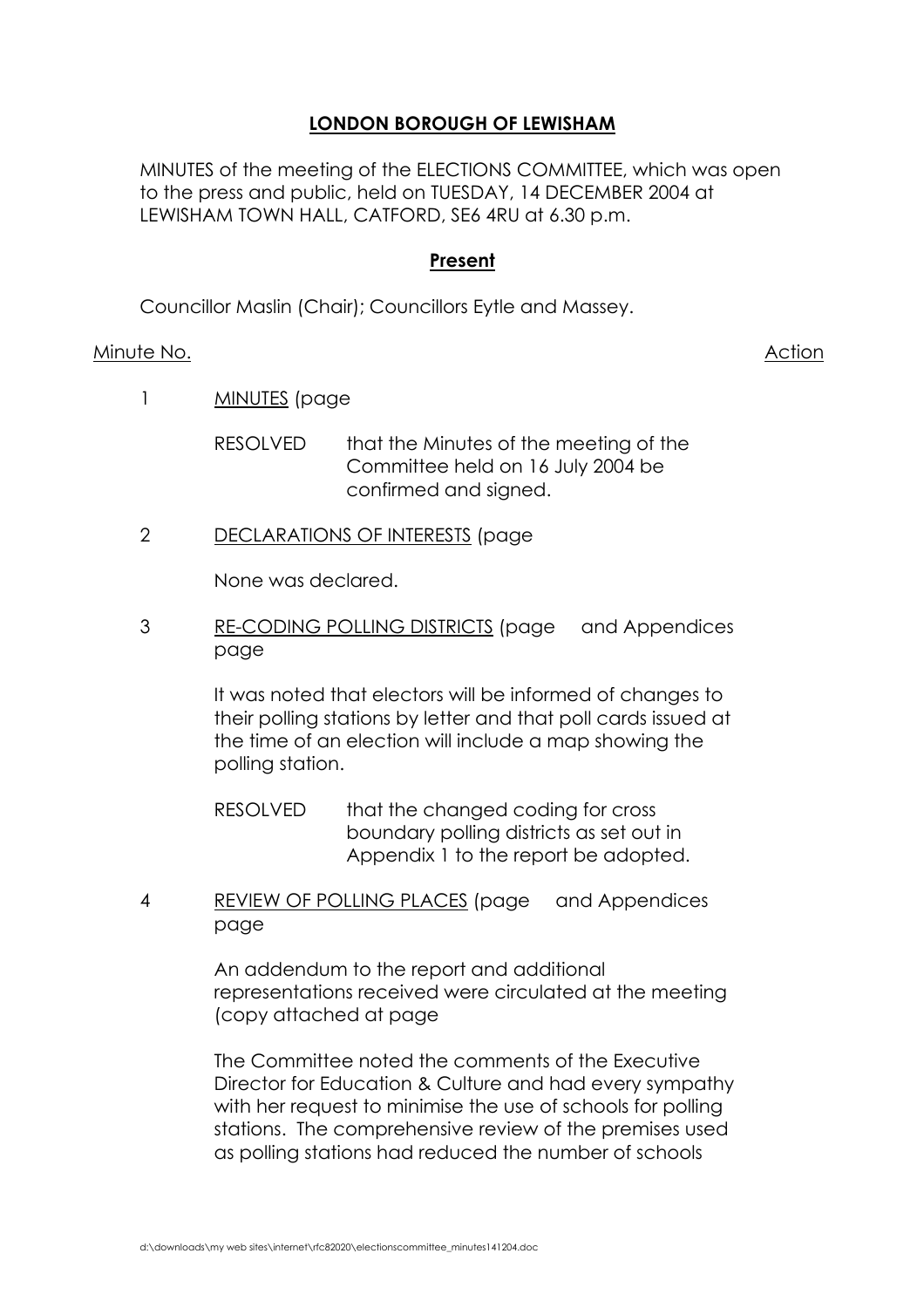# LONDON BOROUGH OF LEWISHAM

MINUTES of the meeting of the ELECTIONS COMMITTEE, which was open to the press and public, held on TUESDAY, 14 DECEMBER 2004 at LEWISHAM TOWN HALL, CATFORD, SE6 4RU at 6.30 p.m.

## Present

Councillor Maslin (Chair); Councillors Eytle and Massey.

Minute No. — Action

1 MINUTES (page

RESOLVED that the Minutes of the meeting of the Committee held on 16 July 2004 be confirmed and signed.

2 DECLARATIONS OF INTERESTS (page

None was declared.

3 RE-CODING POLLING DISTRICTS (page and Appendices page

It was noted that electors will be informed of changes to their polling stations by letter and that poll cards issued at the time of an election will include a map showing the polling station.

RESOLVED that the changed coding for cross boundary polling districts as set out in Appendix 1 to the report be adopted.

4 REVIEW OF POLLING PLACES (page and Appendices page

An addendum to the report and additional representations received were circulated at the meeting (copy attached at page

The Committee noted the comments of the Executive Director for Education & Culture and had every sympathy with her request to minimise the use of schools for polling stations. The comprehensive review of the premises used as polling stations had reduced the number of schools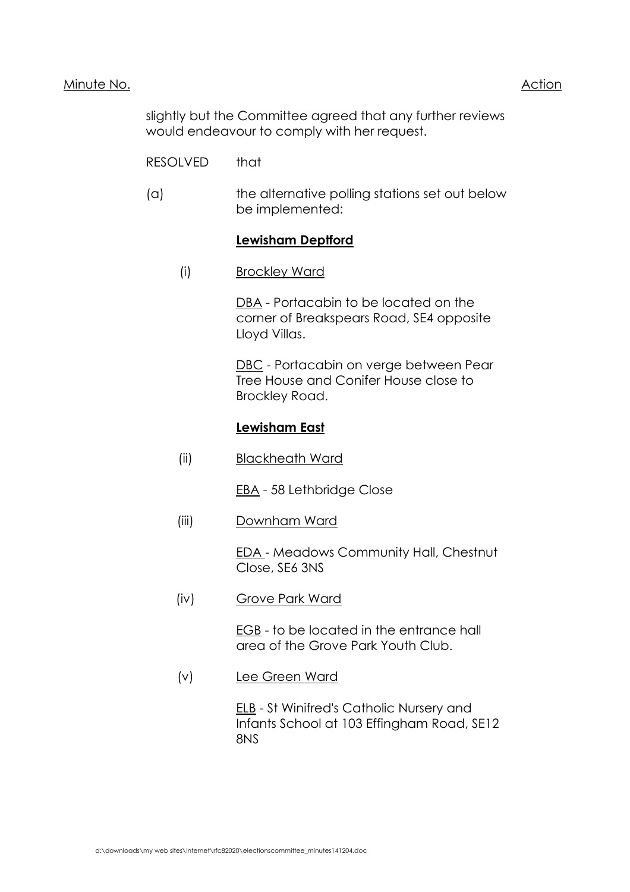Minute No. Action

slightly but the Committee agreed that any further reviews would endeavour to comply with her request.

RESOLVED that

(a) the alternative polling stations set out below be implemented:

**Lewisham Deptford**

(i) Brockley Ward

DBA - Portacabin to be located on the corner of Breakspears Road, SE4 opposite Lloyd Villas.

DBC - Portacabin on verge between Pear Tree House and Conifer House close to Brockley Road.

**Lewisham East**

(ii) Blackheath Ward

EBA - 58 Lethbridge Close

(iii) Downham Ward

EDA - Meadows Community Hall, Chestnut Close, SE6 3NS

(iv) Grove Park Ward

EGB - to be located in the entrance hall area of the Grove Park Youth Club.

(v) Lee Green Ward

ELB - St Winifred's Catholic Nursery and Infants School at 103 Effingham Road, SE12 8NS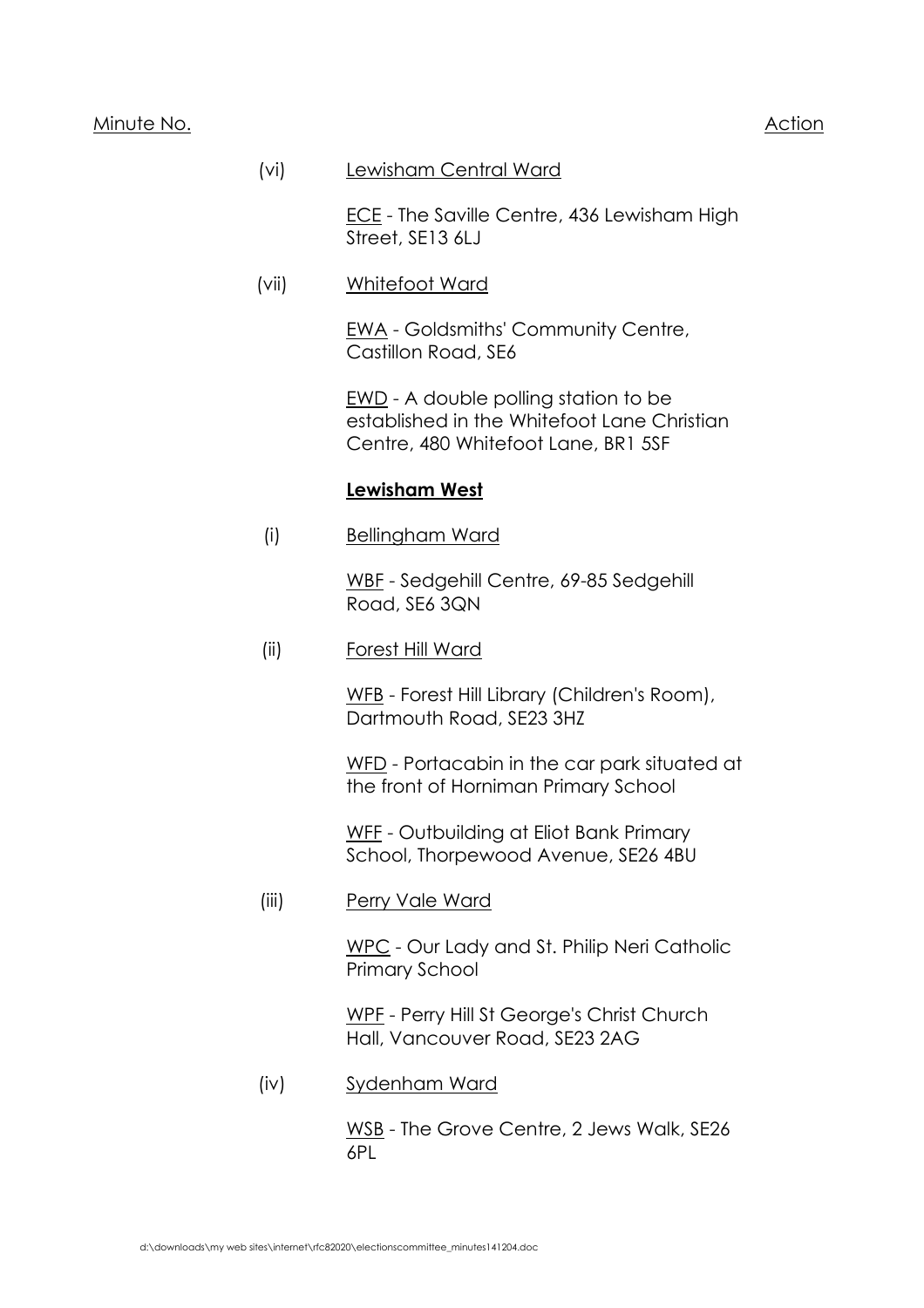Minute No. Action

(vi) Lewisham Central Ward

ECE - The Saville Centre, 436 Lewisham High Street, SE13 6LJ

(vii) Whitefoot Ward

EWA - Goldsmiths' Community Centre, Castillon Road, SE6

EWD - A double polling station to be established in the Whitefoot Lane Christian Centre, 480 Whitefoot Lane, BR1 5SF

**Lewisham West**

(i) Bellingham Ward

WBF - Sedgehill Centre, 69-85 Sedgehill Road, SE6 3QN

(ii) Forest Hill Ward

WFB - Forest Hill Library (Children's Room), Dartmouth Road, SE23 3HZ

WFD - Portacabin in the car park situated at the front of Horniman Primary School

WFF - Outbuilding at Eliot Bank Primary School, Thorpewood Avenue, SE26 4BU

(iii) Perry Vale Ward

WPC - Our Lady and St. Philip Neri Catholic Primary School

WPF - Perry Hill St George's Christ Church Hall, Vancouver Road, SE23 2AG

(iv) Sydenham Ward

WSB - The Grove Centre, 2 Jews Walk, SE26 6PL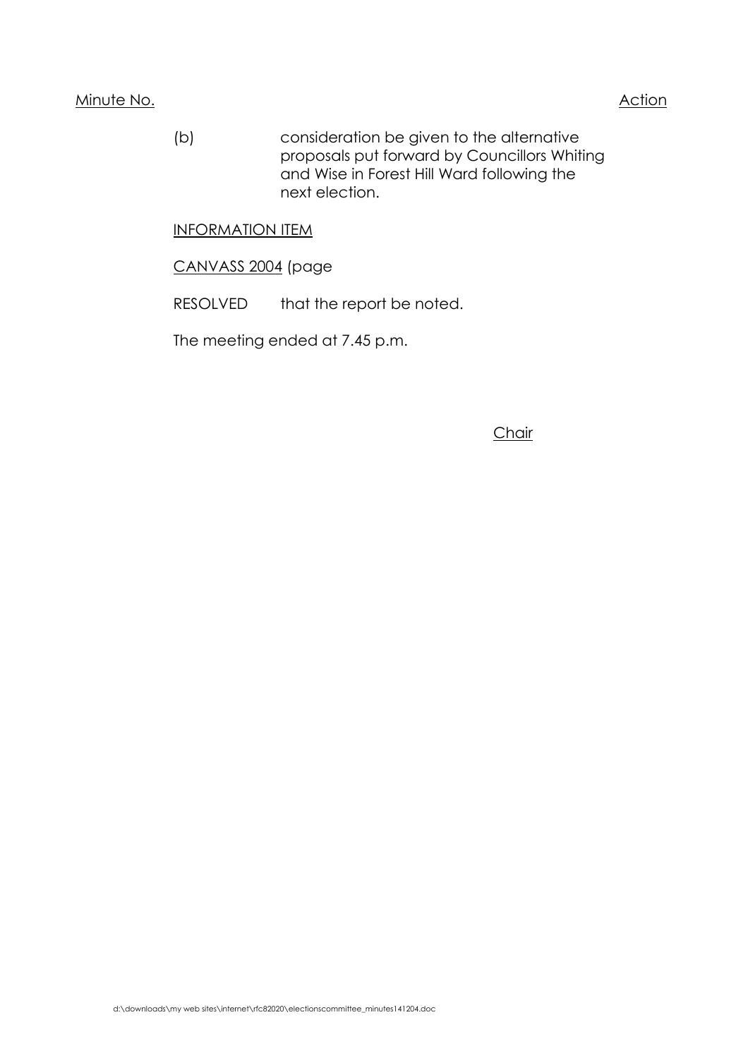Minute No. Action

(b) consideration be given to the alternative proposals put forward by Councillors Whiting and Wise in Forest Hill Ward following the next election.

INFORMATION ITEM

CANVASS 2004 (page

RESOLVED that the report be noted.

The meeting ended at 7.45 p.m.

Chair

d:\downloads\my web sites\internet\rfc82020\electionscommittee_minutes141204.doc